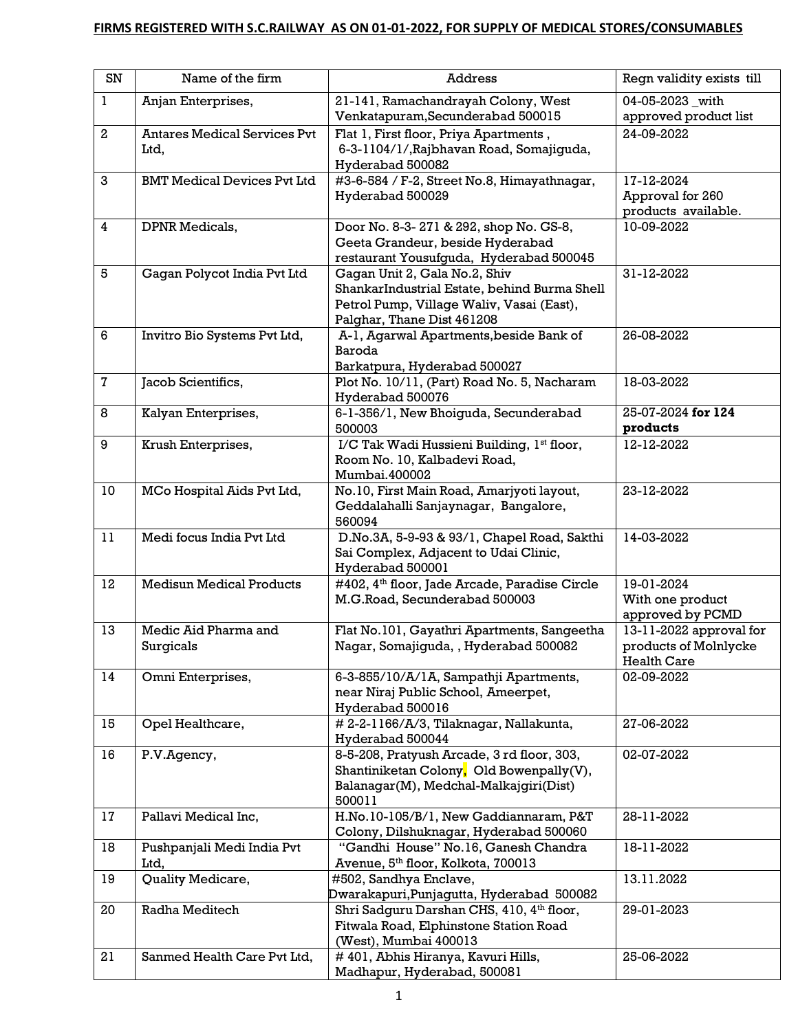**FIRMS REGISTERED WITH S.C.RAILWAY AS ON 01-01-2022, FOR SUPPLY OF MEDICAL STORES/CONSUMABLES**

| SN | Name of the firm | Address | Regn validity exists till |
|---|---|---|---|
| 1 | Anjan Enterprises, | 21-141, Ramachandrayah Colony, West Venkatapuram,Secunderabad 500015 | 04-05-2023 _with approved product list |
| 2 | Antares Medical Services Pvt Ltd, | Flat 1, First floor, Priya Apartments , 6-3-1104/1/,Rajbhavan Road, Somajiguda, Hyderabad 500082 | 24-09-2022 |
| 3 | BMT Medical Devices Pvt Ltd | #3-6-584 / F-2, Street No.8, Himayathnagar, Hyderabad 500029 | 17-12-2024 Approval for 260 products available. |
| 4 | DPNR Medicals, | Door No. 8-3- 271 & 292, shop No. GS-8, Geeta Grandeur, beside Hyderabad restaurant Yousufguda, Hyderabad 500045 | 10-09-2022 |
| 5 | Gagan Polycot India Pvt Ltd | Gagan Unit 2, Gala No.2, Shiv ShankarIndustrial Estate, behind Burma Shell Petrol Pump, Village Waliv, Vasai (East), Palghar, Thane Dist 461208 | 31-12-2022 |
| 6 | Invitro Bio Systems Pvt Ltd, | A-1, Agarwal Apartments,beside Bank of Baroda Barkatpura, Hyderabad 500027 | 26-08-2022 |
| 7 | Jacob Scientifics, | Plot No. 10/11, (Part) Road No. 5, Nacharam Hyderabad 500076 | 18-03-2022 |
| 8 | Kalyan Enterprises, | 6-1-356/1, New Bhoiguda, Secunderabad 500003 | 25-07-2024 **for 124 products** |
| 9 | Krush Enterprises, | I/C Tak Wadi Hussieni Building, 1st floor, Room No. 10, Kalbadevi Road, Mumbai.400002 | 12-12-2022 |
| 10 | MCo Hospital Aids Pvt Ltd, | No.10, First Main Road, Amarjyoti layout, Geddalahalli Sanjaynagar, Bangalore, 560094 | 23-12-2022 |
| 11 | Medi focus India Pvt Ltd | D.No.3A, 5-9-93 & 93/1, Chapel Road, Sakthi Sai Complex, Adjacent to Udai Clinic, Hyderabad 500001 | 14-03-2022 |
| 12 | Medisun Medical Products | #402, 4th floor, Jade Arcade, Paradise Circle M.G.Road, Secunderabad 500003 | 19-01-2024 With one product approved by PCMD |
| 13 | Medic Aid Pharma and Surgicals | Flat No.101, Gayathri Apartments, Sangeetha Nagar, Somajiguda, , Hyderabad 500082 | 13-11-2022 approval for products of Molnlycke Health Care |
| 14 | Omni Enterprises, | 6-3-855/10/A/1A, Sampathji Apartments, near Niraj Public School, Ameerpet, Hyderabad 500016 | 02-09-2022 |
| 15 | Opel Healthcare, | # 2-2-1166/A/3, Tilaknagar, Nallakunta, Hyderabad 500044 | 27-06-2022 |
| 16 | P.V.Agency, | 8-5-208, Pratyush Arcade, 3 rd floor, 303, Shantiniketan Colony, Old Bowenpally(V), Balanagar(M), Medchal-Malkajgiri(Dist) 500011 | 02-07-2022 |
| 17 | Pallavi Medical Inc, | H.No.10-105/B/1, New Gaddiannaram, P&T Colony, Dilshuknagar, Hyderabad 500060 | 28-11-2022 |
| 18 | Pushpanjali Medi India Pvt Ltd, | "Gandhi House" No.16, Ganesh Chandra Avenue, 5th floor, Kolkota, 700013 | 18-11-2022 |
| 19 | Quality Medicare, | #502, Sandhya Enclave, Dwarakapuri,Punjagutta, Hyderabad 500082 | 13.11.2022 |
| 20 | Radha Meditech | Shri Sadguru Darshan CHS, 410, 4th floor, Fitwala Road, Elphinstone Station Road (West), Mumbai 400013 | 29-01-2023 |
| 21 | Sanmed Health Care Pvt Ltd, | # 401, Abhis Hiranya, Kavuri Hills, Madhapur, Hyderabad, 500081 | 25-06-2022 |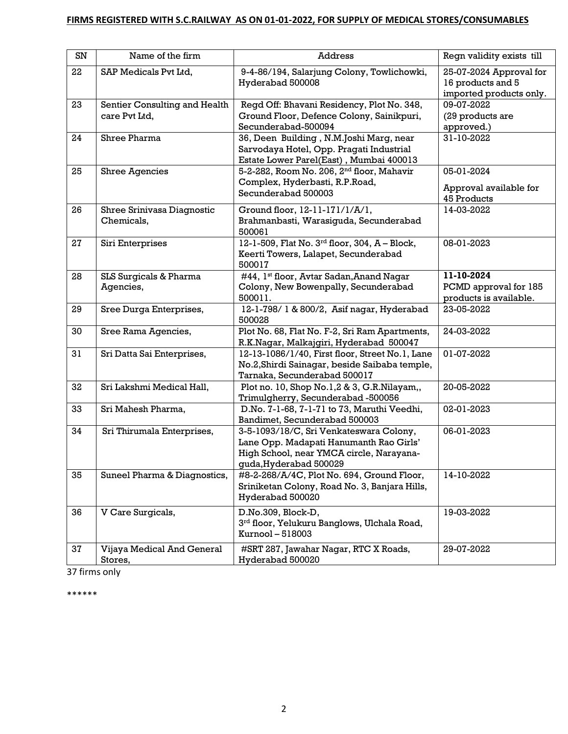**FIRMS REGISTERED WITH S.C.RAILWAY AS ON 01-01-2022, FOR SUPPLY OF MEDICAL STORES/CONSUMABLES**

| SN | Name of the firm | Address | Regn validity exists till |
|---|---|---|---|
| 22 | SAP Medicals Pvt Ltd, | 9-4-86/194, Salarjung Colony, Towlichowki, Hyderabad 500008 | 25-07-2024 Approval for 16 products and 5 imported products only. |
| 23 | Sentier Consulting and Health care Pvt Ltd, | Regd Off: Bhavani Residency, Plot No. 348, Ground Floor, Defence Colony, Sainikpuri, Secunderabad-500094 | 09-07-2022 (29 products are approved.) |
| 24 | Shree Pharma | 36, Deen Building , N.M.Joshi Marg, near Sarvodaya Hotel, Opp. Pragati Industrial Estate Lower Parel(East) , Mumbai 400013 | 31-10-2022 |
| 25 | Shree Agencies | 5-2-282, Room No. 206, 2nd floor, Mahavir Complex, Hyderbasti, R.P.Road, Secunderabad 500003 | 05-01-2024 Approval available for 45 Products |
| 26 | Shree Srinivasa Diagnostic Chemicals, | Ground floor, 12-11-171/1/A/1, Brahmanbasti, Warasiguda, Secunderabad 500061 | 14-03-2022 |
| 27 | Siri Enterprises | 12-1-509, Flat No. 3rd floor, 304, A – Block, Keerti Towers, Lalapet, Secunderabad 500017 | 08-01-2023 |
| 28 | SLS Surgicals & Pharma Agencies, | #44, 1st floor, Avtar Sadan,Anand Nagar Colony, New Bowenpally, Secunderabad 500011. | **11-10-2024** PCMD approval for 185 products is available. |
| 29 | Sree Durga Enterprises, | 12-1-798/ 1 & 800/2, Asif nagar, Hyderabad 500028 | 23-05-2022 |
| 30 | Sree Rama Agencies, | Plot No. 68, Flat No. F-2, Sri Ram Apartments, R.K.Nagar, Malkajgiri, Hyderabad 500047 | 24-03-2022 |
| 31 | Sri Datta Sai Enterprises, | 12-13-1086/1/40, First floor, Street No.1, Lane No.2,Shirdi Sainagar, beside Saibaba temple, Tarnaka, Secunderabad 500017 | 01-07-2022 |
| 32 | Sri Lakshmi Medical Hall, | Plot no. 10, Shop No.1,2 & 3, G.R.Nilayam,, Trimulgherry, Secunderabad -500056 | 20-05-2022 |
| 33 | Sri Mahesh Pharma, | D.No. 7-1-68, 7-1-71 to 73, Maruthi Veedhi, Bandimet, Secunderabad 500003 | 02-01-2023 |
| 34 | Sri Thirumala Enterprises, | 3-5-1093/18/C, Sri Venkateswara Colony, Lane Opp. Madapati Hanumanth Rao Girls' High School, near YMCA circle, Narayana-guda,Hyderabad 500029 | 06-01-2023 |
| 35 | Suneel Pharma & Diagnostics, | #8-2-268/A/4C, Plot No. 694, Ground Floor, Sriniketan Colony, Road No. 3, Banjara Hills, Hyderabad 500020 | 14-10-2022 |
| 36 | V Care Surgicals, | D.No.309, Block-D, 3rd floor, Yelukuru Banglows, Ulchala Road, Kurnool – 518003 | 19-03-2022 |
| 37 | Vijaya Medical And General Stores, | #SRT 287, Jawahar Nagar, RTC X Roads, Hyderabad 500020 | 29-07-2022 |

37 firms only

******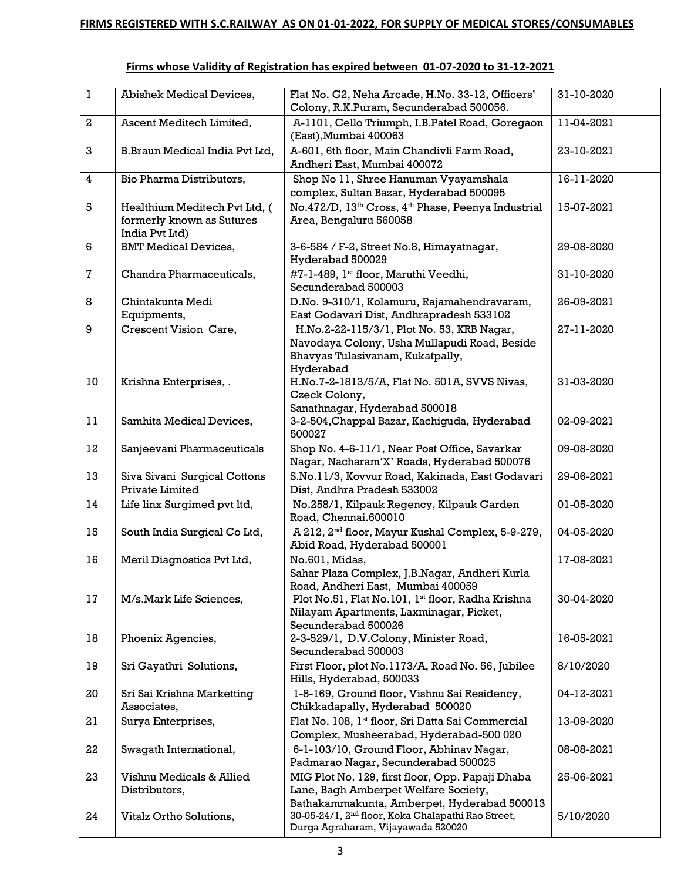**FIRMS REGISTERED WITH S.C.RAILWAY AS ON 01-01-2022, FOR SUPPLY OF MEDICAL STORES/CONSUMABLES**

**Firms whose Validity of Registration has expired between 01-07-2020 to 31-12-2021**

| | | | |
|---|---|---|---|
| 1 | Abishek Medical Devices, | Flat No. G2, Neha Arcade, H.No. 33-12, Officers' Colony, R.K.Puram, Secunderabad 500056. | 31-10-2020 |
| 2 | Ascent Meditech Limited, | A-1101, Cello Triumph, I.B.Patel Road, Goregaon (East),Mumbai 400063 | 11-04-2021 |
| 3 | B.Braun Medical India Pvt Ltd, | A-601, 6th floor, Main Chandivli Farm Road, Andheri East, Mumbai 400072 | 23-10-2021 |
| 4 | Bio Pharma Distributors, | Shop No 11, Shree Hanuman Vyayamshala complex, Sultan Bazar, Hyderabad 500095 | 16-11-2020 |
| 5 | Healthium Meditech Pvt Ltd, ( formerly known as Sutures India Pvt Ltd) | No.472/D, 13th Cross, 4th Phase, Peenya Industrial Area, Bengaluru 560058 | 15-07-2021 |
| 6 | BMT Medical Devices, | 3-6-584 / F-2, Street No.8, Himayatnagar, Hyderabad 500029 | 29-08-2020 |
| 7 | Chandra Pharmaceuticals, | #7-1-489, 1st floor, Maruthi Veedhi, Secunderabad 500003 | 31-10-2020 |
| 8 | Chintakunta Medi Equipments, | D.No. 9-310/1, Kolamuru, Rajamahendravaram, East Godavari Dist, Andhrapradesh 533102 | 26-09-2021 |
| 9 | Crescent Vision Care, | H.No.2-22-115/3/1, Plot No. 53, KRB Nagar, Navodaya Colony, Usha Mullapudi Road, Beside Bhavyas Tulasivanam, Kukatpally, Hyderabad | 27-11-2020 |
| 10 | Krishna Enterprises, . | H.No.7-2-1813/5/A, Flat No. 501A, SVVS Nivas, Czeck Colony, Sanathnagar, Hyderabad 500018 | 31-03-2020 |
| 11 | Samhita Medical Devices, | 3-2-504,Chappal Bazar, Kachiguda, Hyderabad 500027 | 02-09-2021 |
| 12 | Sanjeevani Pharmaceuticals | Shop No. 4-6-11/1, Near Post Office, Savarkar Nagar, Nacharam'X' Roads, Hyderabad 500076 | 09-08-2020 |
| 13 | Siva Sivani Surgical Cottons Private Limited | S.No.11/3, Kovvur Road, Kakinada, East Godavari Dist, Andhra Pradesh 533002 | 29-06-2021 |
| 14 | Life linx Surgimed pvt ltd, | No.258/1, Kilpauk Regency, Kilpauk Garden Road, Chennai.600010 | 01-05-2020 |
| 15 | South India Surgical Co Ltd, | A 212, 2nd floor, Mayur Kushal Complex, 5-9-279, Abid Road, Hyderabad 500001 | 04-05-2020 |
| 16 | Meril Diagnostics Pvt Ltd, | No.601, Midas, Sahar Plaza Complex, J.B.Nagar, Andheri Kurla Road, Andheri East, Mumbai 400059 | 17-08-2021 |
| 17 | M/s.Mark Life Sciences, | Plot No.51, Flat No.101, 1st floor, Radha Krishna Nilayam Apartments, Laxminagar, Picket, Secunderabad 500026 | 30-04-2020 |
| 18 | Phoenix Agencies, | 2-3-529/1, D.V.Colony, Minister Road, Secunderabad 500003 | 16-05-2021 |
| 19 | Sri Gayathri Solutions, | First Floor, plot No.1173/A, Road No. 56, Jubilee Hills, Hyderabad, 500033 | 8/10/2020 |
| 20 | Sri Sai Krishna Marketting Associates, | 1-8-169, Ground floor, Vishnu Sai Residency, Chikkadapally, Hyderabad 500020 | 04-12-2021 |
| 21 | Surya Enterprises, | Flat No. 108, 1st floor, Sri Datta Sai Commercial Complex, Musheerabad, Hyderabad-500 020 | 13-09-2020 |
| 22 | Swagath International, | 6-1-103/10, Ground Floor, Abhinav Nagar, Padmarao Nagar, Secunderabad 500025 | 08-08-2021 |
| 23 | Vishnu Medicals & Allied Distributors, | MIG Plot No. 129, first floor, Opp. Papaji Dhaba Lane, Bagh Amberpet Welfare Society, Bathakammakunta, Amberpet, Hyderabad 500013 | 25-06-2021 |
| 24 | Vitalz Ortho Solutions, | 30-05-24/1, 2nd floor, Koka Chalapathi Rao Street, Durga Agraharam, Vijayawada 520020 | 5/10/2020 |